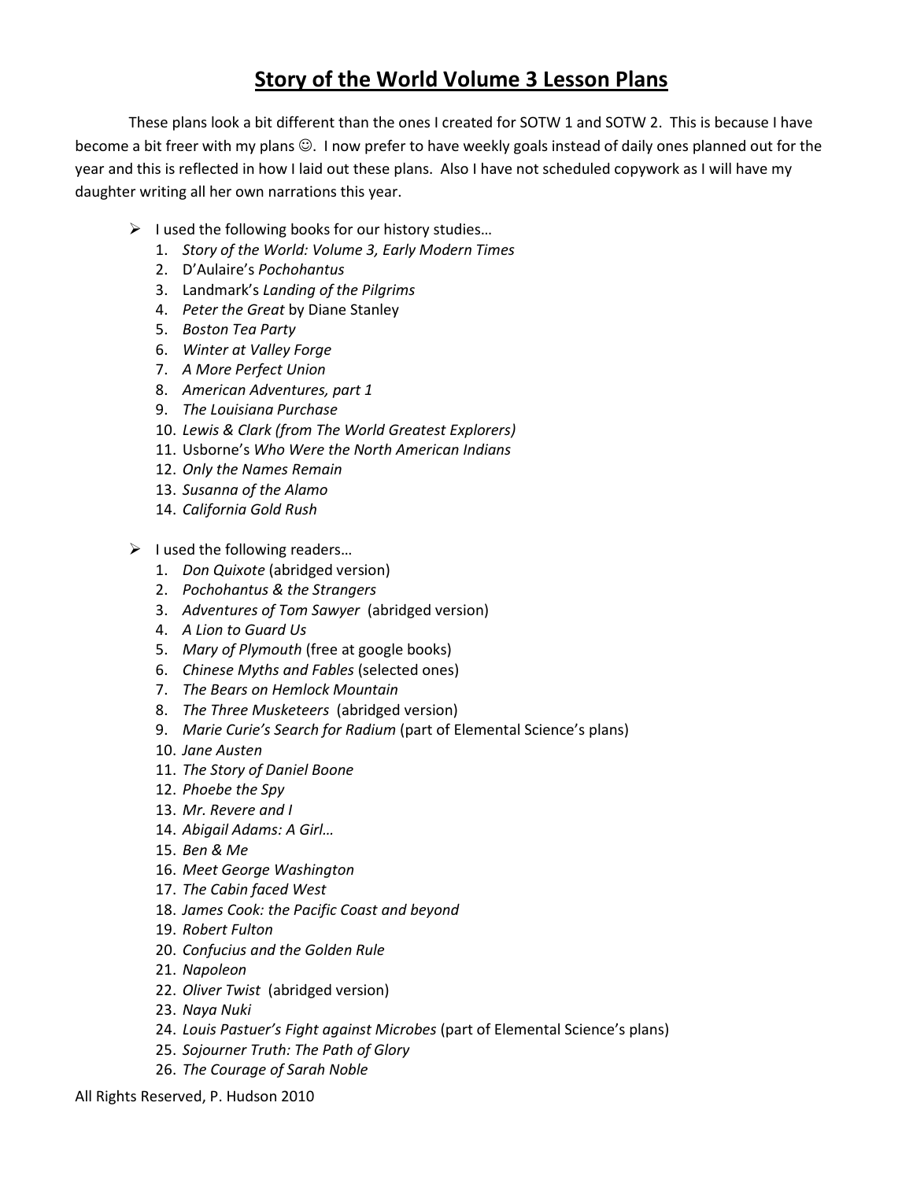# Story of the World Volume 3 Lesson Plans

These plans look a bit different than the ones I created for SOTW 1 and SOTW 2. This is because I have become a bit freer with my plans ☺. I now prefer to have weekly goals instead of daily ones planned out for the year and this is reflected in how I laid out these plans. Also I have not scheduled copywork as I will have my daughter writing all her own narrations this year.

- I used the following books for our history studies…
  1. *Story of the World: Volume 3, Early Modern Times*
  2. D'Aulaire's *Pochohantus*
  3. Landmark's *Landing of the Pilgrims*
  4. *Peter the Great* by Diane Stanley
  5. *Boston Tea Party*
  6. *Winter at Valley Forge*
  7. *A More Perfect Union*
  8. *American Adventures, part 1*
  9. *The Louisiana Purchase*
  10. *Lewis & Clark (from The World Greatest Explorers)*
  11. Usborne's *Who Were the North American Indians*
  12. *Only the Names Remain*
  13. *Susanna of the Alamo*
  14. *California Gold Rush*

- I used the following readers…
  1. *Don Quixote* (abridged version)
  2. *Pochohantus & the Strangers*
  3. *Adventures of Tom Sawyer* (abridged version)
  4. *A Lion to Guard Us*
  5. *Mary of Plymouth* (free at google books)
  6. *Chinese Myths and Fables* (selected ones)
  7. *The Bears on Hemlock Mountain*
  8. *The Three Musketeers* (abridged version)
  9. *Marie Curie's Search for Radium* (part of Elemental Science's plans)
  10. *Jane Austen*
  11. *The Story of Daniel Boone*
  12. *Phoebe the Spy*
  13. *Mr. Revere and I*
  14. *Abigail Adams: A Girl…*
  15. *Ben & Me*
  16. *Meet George Washington*
  17. *The Cabin faced West*
  18. *James Cook: the Pacific Coast and beyond*
  19. *Robert Fulton*
  20. *Confucius and the Golden Rule*
  21. *Napoleon*
  22. *Oliver Twist* (abridged version)
  23. *Naya Nuki*
  24. *Louis Pastuer's Fight against Microbes* (part of Elemental Science's plans)
  25. *Sojourner Truth: The Path of Glory*
  26. *The Courage of Sarah Noble*

All Rights Reserved, P. Hudson 2010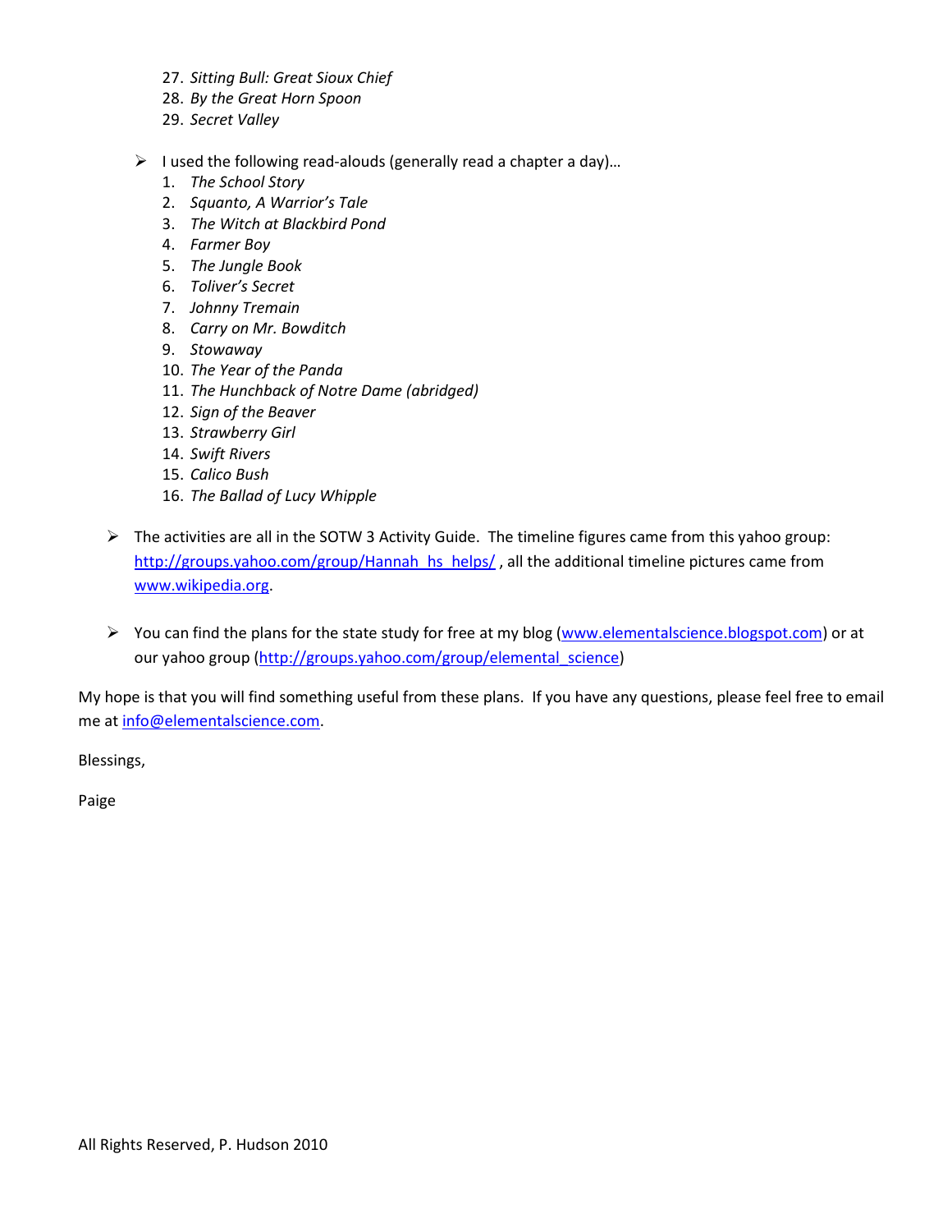27. *Sitting Bull: Great Sioux Chief*
28. *By the Great Horn Spoon*
29. *Secret Valley*

- I used the following read-alouds (generally read a chapter a day)…
  1. *The School Story*
  2. *Squanto, A Warrior's Tale*
  3. *The Witch at Blackbird Pond*
  4. *Farmer Boy*
  5. *The Jungle Book*
  6. *Toliver's Secret*
  7. *Johnny Tremain*
  8. *Carry on Mr. Bowditch*
  9. *Stowaway*
  10. *The Year of the Panda*
  11. *The Hunchback of Notre Dame (abridged)*
  12. *Sign of the Beaver*
  13. *Strawberry Girl*
  14. *Swift Rivers*
  15. *Calico Bush*
  16. *The Ballad of Lucy Whipple*

- The activities are all in the SOTW 3 Activity Guide. The timeline figures came from this yahoo group: http://groups.yahoo.com/group/Hannah_hs_helps/ , all the additional timeline pictures came from www.wikipedia.org.

- You can find the plans for the state study for free at my blog (www.elementalscience.blogspot.com) or at our yahoo group (http://groups.yahoo.com/group/elemental_science)

My hope is that you will find something useful from these plans. If you have any questions, please feel free to email me at info@elementalscience.com.

Blessings,

Paige

All Rights Reserved, P. Hudson 2010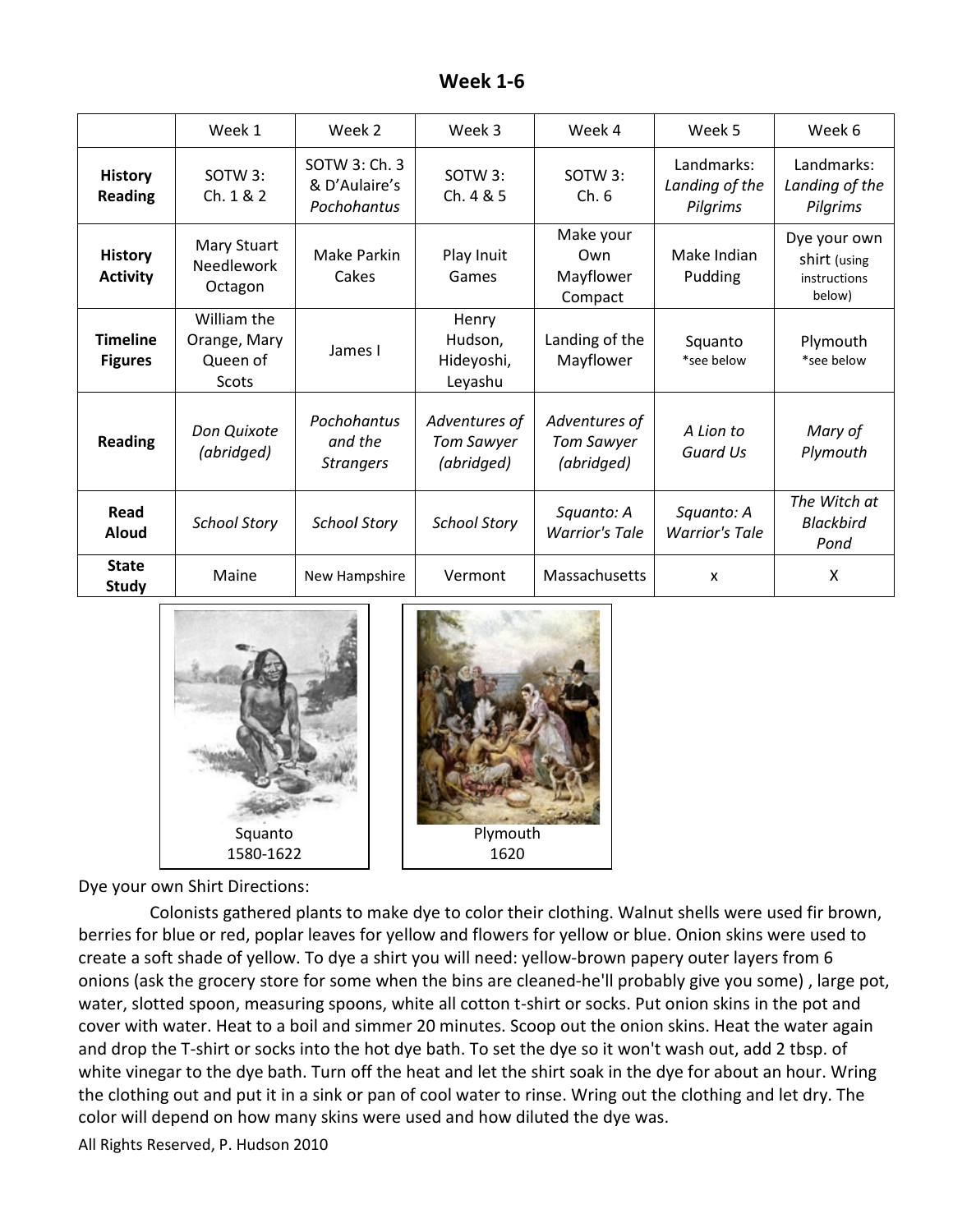# Week 1-6

| | Week 1 | Week 2 | Week 3 | Week 4 | Week 5 | Week 6 |
|---|---|---|---|---|---|---|
| **History Reading** | SOTW 3: Ch. 1 & 2 | SOTW 3: Ch. 3 & D'Aulaire's *Pochohantus* | SOTW 3: Ch. 4 & 5 | SOTW 3: Ch. 6 | Landmarks: *Landing of the Pilgrims* | Landmarks: *Landing of the Pilgrims* |
| **History Activity** | Mary Stuart Needlework Octagon | Make Parkin Cakes | Play Inuit Games | Make your Own Mayflower Compact | Make Indian Pudding | Dye your own shirt (using instructions below) |
| **Timeline Figures** | William the Orange, Mary Queen of Scots | James I | Henry Hudson, Hideyoshi, Leyashu | Landing of the Mayflower | Squanto *see below | Plymouth *see below |
| **Reading** | *Don Quixote (abridged)* | *Pochohantus and the Strangers* | *Adventures of Tom Sawyer (abridged)* | *Adventures of Tom Sawyer (abridged)* | *A Lion to Guard Us* | *Mary of Plymouth* |
| **Read Aloud** | *School Story* | *School Story* | *School Story* | *Squanto: A Warrior's Tale* | *Squanto: A Warrior's Tale* | *The Witch at Blackbird Pond* |
| **State Study** | Maine | New Hampshire | Vermont | Massachusetts | x | X |

Squanto
1580-1622

Plymouth
1620

Dye your own Shirt Directions:

Colonists gathered plants to make dye to color their clothing. Walnut shells were used fir brown, berries for blue or red, poplar leaves for yellow and flowers for yellow or blue. Onion skins were used to create a soft shade of yellow. To dye a shirt you will need: yellow-brown papery outer layers from 6 onions (ask the grocery store for some when the bins are cleaned-he'll probably give you some) , large pot, water, slotted spoon, measuring spoons, white all cotton t-shirt or socks. Put onion skins in the pot and cover with water. Heat to a boil and simmer 20 minutes. Scoop out the onion skins. Heat the water again and drop the T-shirt or socks into the hot dye bath. To set the dye so it won't wash out, add 2 tbsp. of white vinegar to the dye bath. Turn off the heat and let the shirt soak in the dye for about an hour. Wring the clothing out and put it in a sink or pan of cool water to rinse. Wring out the clothing and let dry. The color will depend on how many skins were used and how diluted the dye was.

All Rights Reserved, P. Hudson 2010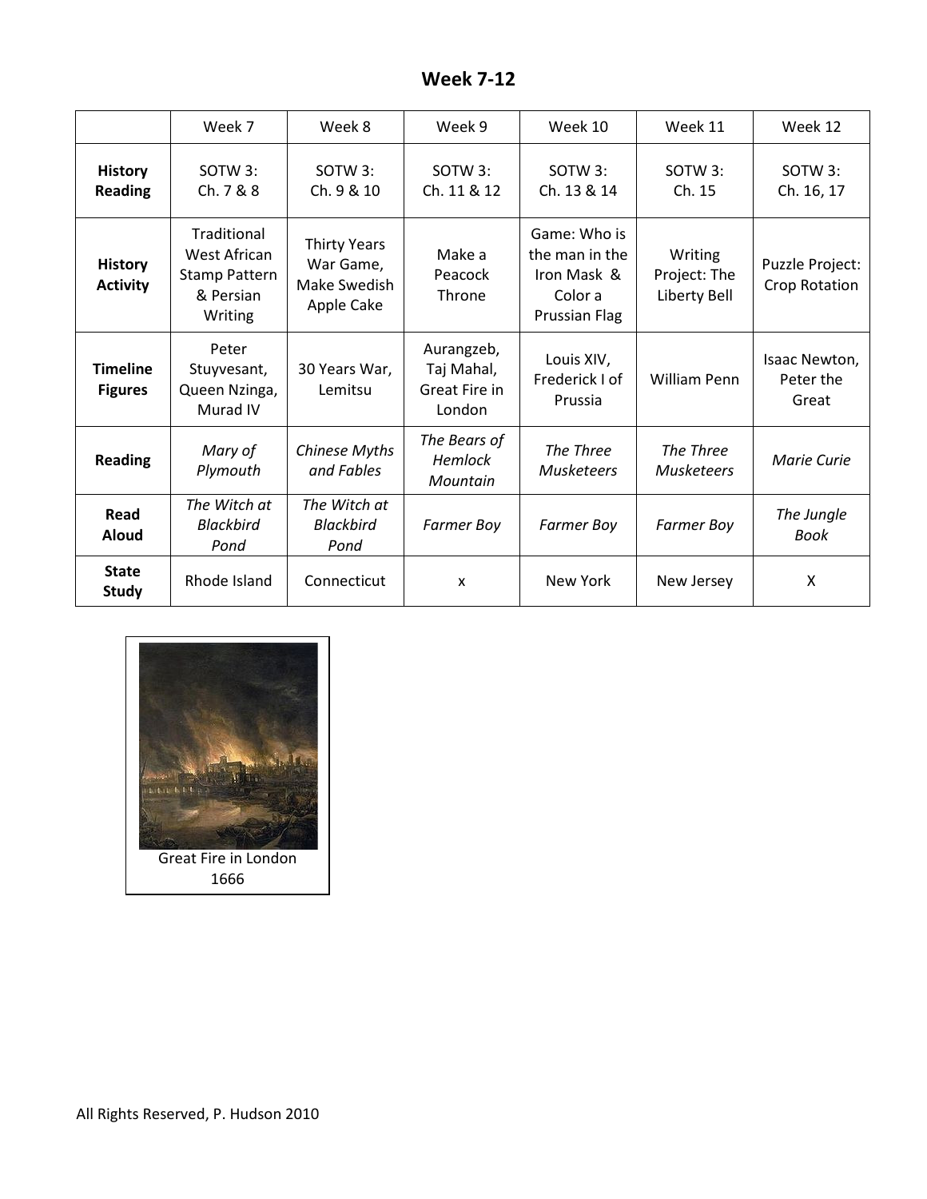# Week 7-12

| | Week 7 | Week 8 | Week 9 | Week 10 | Week 11 | Week 12 |
|---|---|---|---|---|---|---|
| **History Reading** | SOTW 3: Ch. 7 & 8 | SOTW 3: Ch. 9 & 10 | SOTW 3: Ch. 11 & 12 | SOTW 3: Ch. 13 & 14 | SOTW 3: Ch. 15 | SOTW 3: Ch. 16, 17 |
| **History Activity** | Traditional West African Stamp Pattern & Persian Writing | Thirty Years War Game, Make Swedish Apple Cake | Make a Peacock Throne | Game: Who is the man in the Iron Mask & Color a Prussian Flag | Writing Project: The Liberty Bell | Puzzle Project: Crop Rotation |
| **Timeline Figures** | Peter Stuyvesant, Queen Nzinga, Murad IV | 30 Years War, Lemitsu | Aurangzeb, Taj Mahal, Great Fire in London | Louis XIV, Frederick I of Prussia | William Penn | Isaac Newton, Peter the Great |
| **Reading** | *Mary of Plymouth* | *Chinese Myths and Fables* | *The Bears of Hemlock Mountain* | *The Three Musketeers* | *The Three Musketeers* | *Marie Curie* |
| **Read Aloud** | *The Witch at Blackbird Pond* | *The Witch at Blackbird Pond* | *Farmer Boy* | *Farmer Boy* | *Farmer Boy* | *The Jungle Book* |
| **State Study** | Rhode Island | Connecticut | x | New York | New Jersey | X |

Great Fire in London 1666

All Rights Reserved, P. Hudson 2010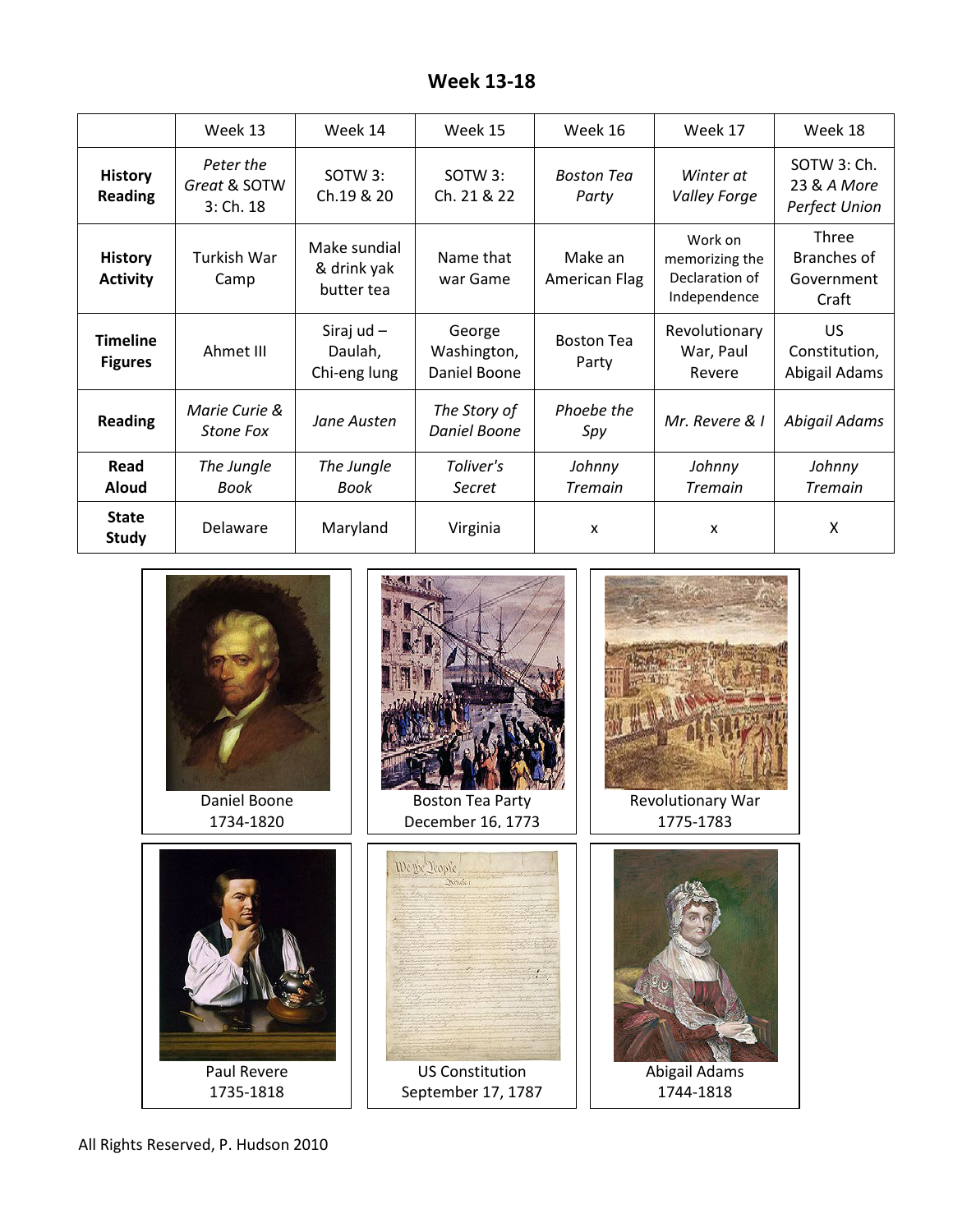# Week 13-18

| | Week 13 | Week 14 | Week 15 | Week 16 | Week 17 | Week 18 |
|---|---|---|---|---|---|---|
| **History Reading** | *Peter the Great* & SOTW 3: Ch. 18 | SOTW 3: Ch.19 & 20 | SOTW 3: Ch. 21 & 22 | *Boston Tea Party* | *Winter at Valley Forge* | SOTW 3: Ch. 23 & *A More Perfect Union* |
| **History Activity** | Turkish War Camp | Make sundial & drink yak butter tea | Name that war Game | Make an American Flag | Work on memorizing the Declaration of Independence | Three Branches of Government Craft |
| **Timeline Figures** | Ahmet III | Siraj ud – Daulah, Chi-eng lung | George Washington, Daniel Boone | Boston Tea Party | Revolutionary War, Paul Revere | US Constitution, Abigail Adams |
| **Reading** | *Marie Curie & Stone Fox* | *Jane Austen* | *The Story of Daniel Boone* | *Phoebe the Spy* | *Mr. Revere & I* | *Abigail Adams* |
| **Read Aloud** | *The Jungle Book* | *The Jungle Book* | *Toliver's Secret* | *Johnny Tremain* | *Johnny Tremain* | *Johnny Tremain* |
| **State Study** | Delaware | Maryland | Virginia | x | x | X |

Daniel Boone
1734-1820

Boston Tea Party
December 16, 1773

Revolutionary War
1775-1783

Paul Revere
1735-1818

US Constitution
September 17, 1787

Abigail Adams
1744-1818

All Rights Reserved, P. Hudson 2010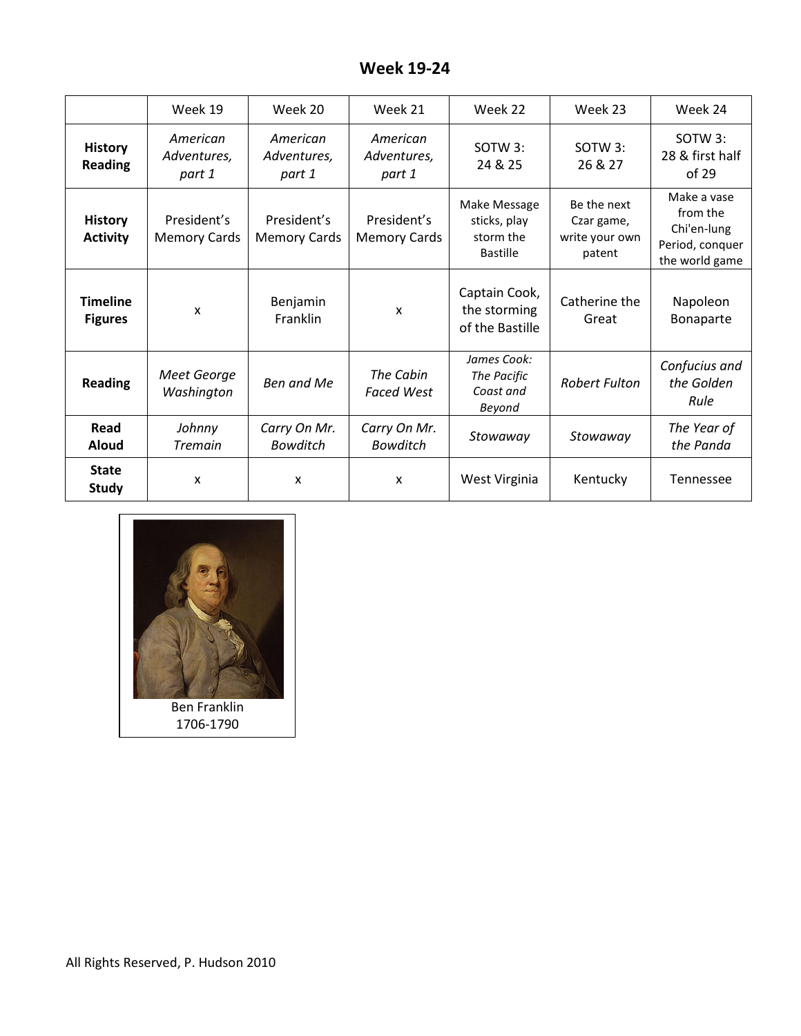# Week 19-24

| | Week 19 | Week 20 | Week 21 | Week 22 | Week 23 | Week 24 |
|---|---|---|---|---|---|---|
| **History Reading** | *American Adventures, part 1* | *American Adventures, part 1* | *American Adventures, part 1* | SOTW 3: 24 & 25 | SOTW 3: 26 & 27 | SOTW 3: 28 & first half of 29 |
| **History Activity** | President's Memory Cards | President's Memory Cards | President's Memory Cards | Make Message sticks, play storm the Bastille | Be the next Czar game, write your own patent | Make a vase from the Chi'en-lung Period, conquer the world game |
| **Timeline Figures** | x | Benjamin Franklin | x | Captain Cook, the storming of the Bastille | Catherine the Great | Napoleon Bonaparte |
| **Reading** | *Meet George Washington* | *Ben and Me* | *The Cabin Faced West* | *James Cook: The Pacific Coast and Beyond* | *Robert Fulton* | *Confucius and the Golden Rule* |
| **Read Aloud** | *Johnny Tremain* | *Carry On Mr. Bowditch* | *Carry On Mr. Bowditch* | *Stowaway* | *Stowaway* | *The Year of the Panda* |
| **State Study** | x | x | x | West Virginia | Kentucky | Tennessee |

Ben Franklin
1706-1790

All Rights Reserved, P. Hudson 2010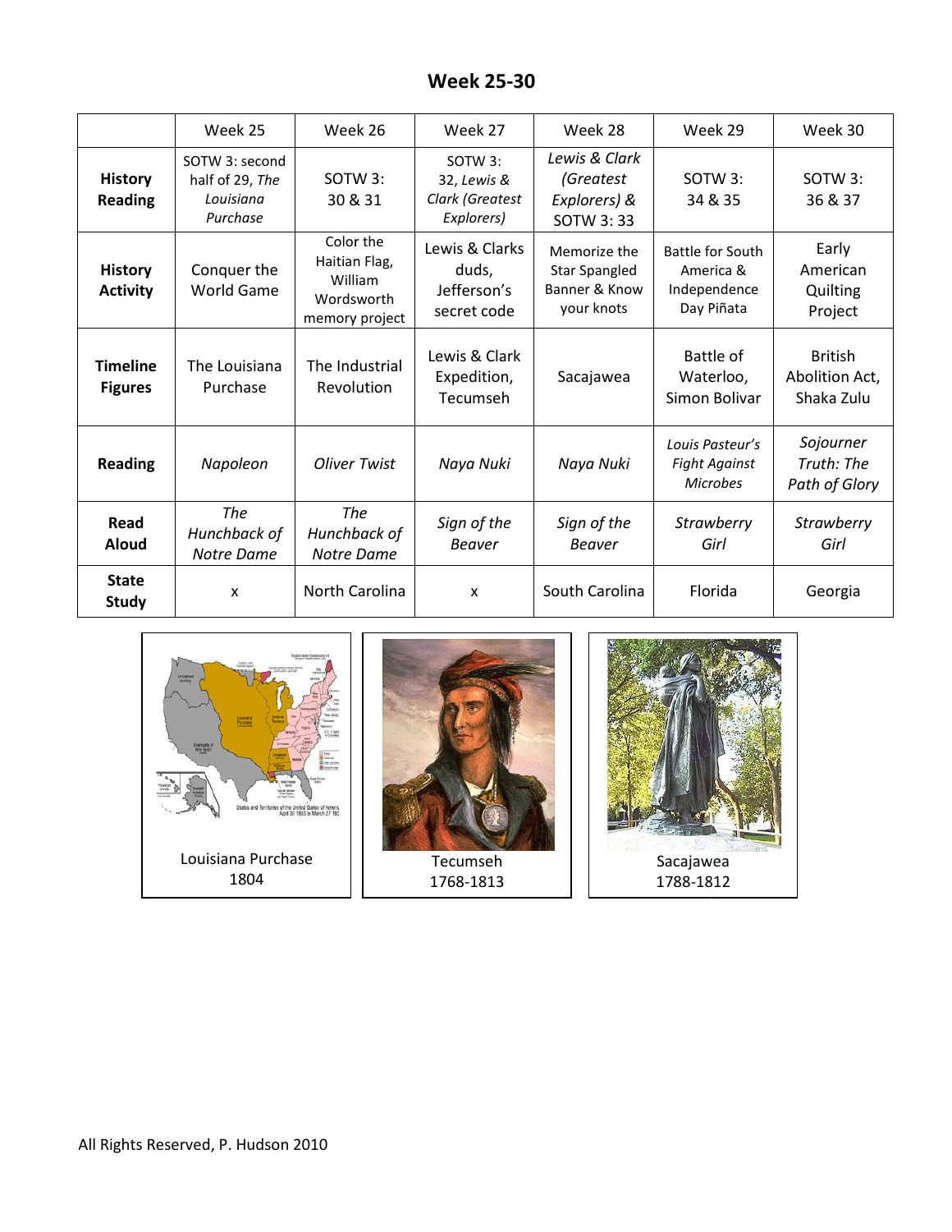# Week 25-30

| | Week 25 | Week 26 | Week 27 | Week 28 | Week 29 | Week 30 |
|---|---|---|---|---|---|---|
| **History Reading** | SOTW 3: second half of 29, *The Louisiana Purchase* | SOTW 3: 30 & 31 | SOTW 3: 32, *Lewis & Clark (Greatest Explorers)* | *Lewis & Clark (Greatest Explorers)* & SOTW 3: 33 | SOTW 3: 34 & 35 | SOTW 3: 36 & 37 |
| **History Activity** | Conquer the World Game | Color the Haitian Flag, William Wordsworth memory project | Lewis & Clarks duds, Jefferson's secret code | Memorize the Star Spangled Banner & Know your knots | Battle for South America & Independence Day Piñata | Early American Quilting Project |
| **Timeline Figures** | The Louisiana Purchase | The Industrial Revolution | Lewis & Clark Expedition, Tecumseh | Sacajawea | Battle of Waterloo, Simon Bolivar | British Abolition Act, Shaka Zulu |
| **Reading** | *Napoleon* | *Oliver Twist* | *Naya Nuki* | *Naya Nuki* | *Louis Pasteur's Fight Against Microbes* | *Sojourner Truth: The Path of Glory* |
| **Read Aloud** | *The Hunchback of Notre Dame* | *The Hunchback of Notre Dame* | *Sign of the Beaver* | *Sign of the Beaver* | *Strawberry Girl* | *Strawberry Girl* |
| **State Study** | x | North Carolina | x | South Carolina | Florida | Georgia |

Louisiana Purchase
1804

Tecumseh
1768-1813

Sacajawea
1788-1812

All Rights Reserved, P. Hudson 2010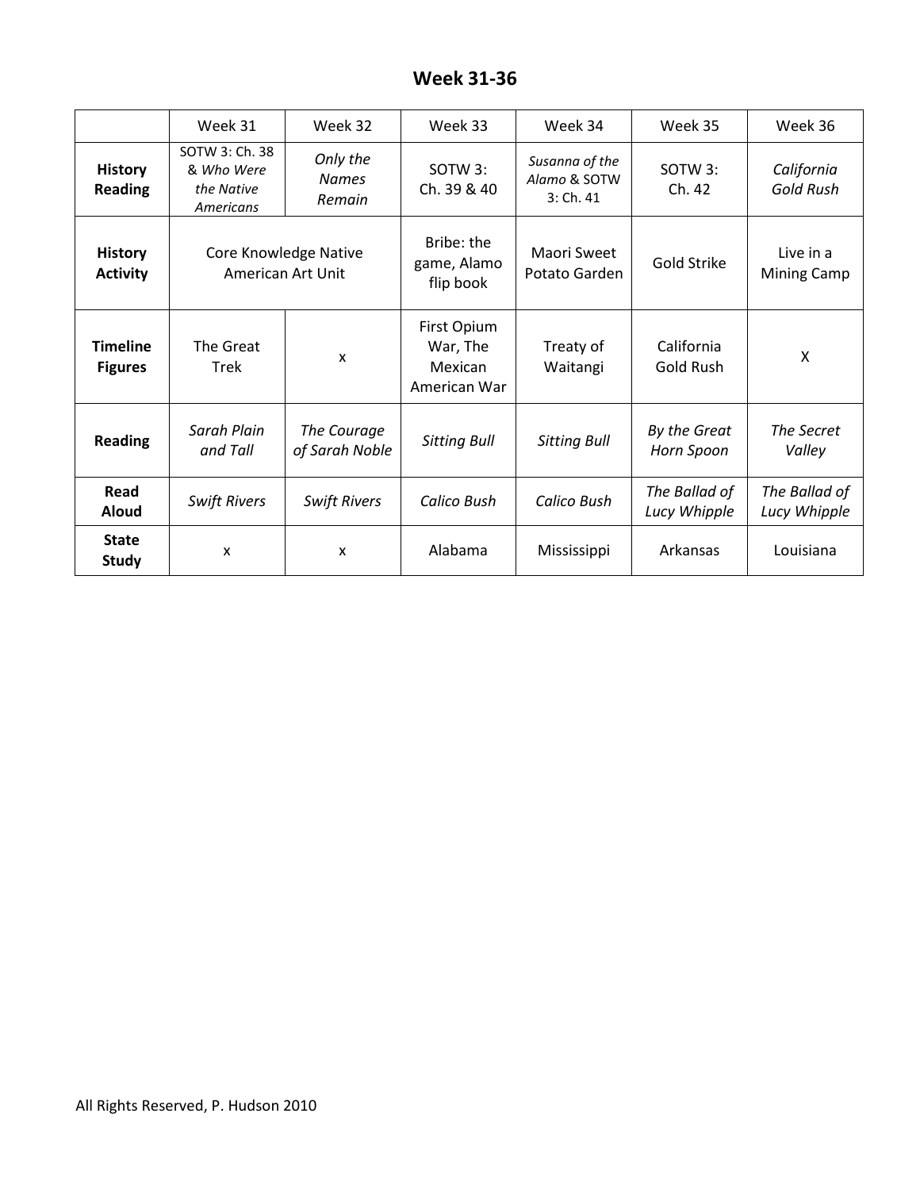# Week 31-36

| | Week 31 | Week 32 | Week 33 | Week 34 | Week 35 | Week 36 |
|---|---|---|---|---|---|---|
| **History Reading** | SOTW 3: Ch. 38 & *Who Were the Native Americans* | *Only the Names Remain* | SOTW 3: Ch. 39 & 40 | *Susanna of the Alamo* & SOTW 3: Ch. 41 | SOTW 3: Ch. 42 | *California Gold Rush* |
| **History Activity** | Core Knowledge Native American Art Unit | | Bribe: the game, Alamo flip book | Maori Sweet Potato Garden | Gold Strike | Live in a Mining Camp |
| **Timeline Figures** | The Great Trek | x | First Opium War, The Mexican American War | Treaty of Waitangi | California Gold Rush | X |
| **Reading** | *Sarah Plain and Tall* | *The Courage of Sarah Noble* | *Sitting Bull* | *Sitting Bull* | *By the Great Horn Spoon* | *The Secret Valley* |
| **Read Aloud** | *Swift Rivers* | *Swift Rivers* | *Calico Bush* | *Calico Bush* | *The Ballad of Lucy Whipple* | *The Ballad of Lucy Whipple* |
| **State Study** | x | x | Alabama | Mississippi | Arkansas | Louisiana |

All Rights Reserved, P. Hudson 2010